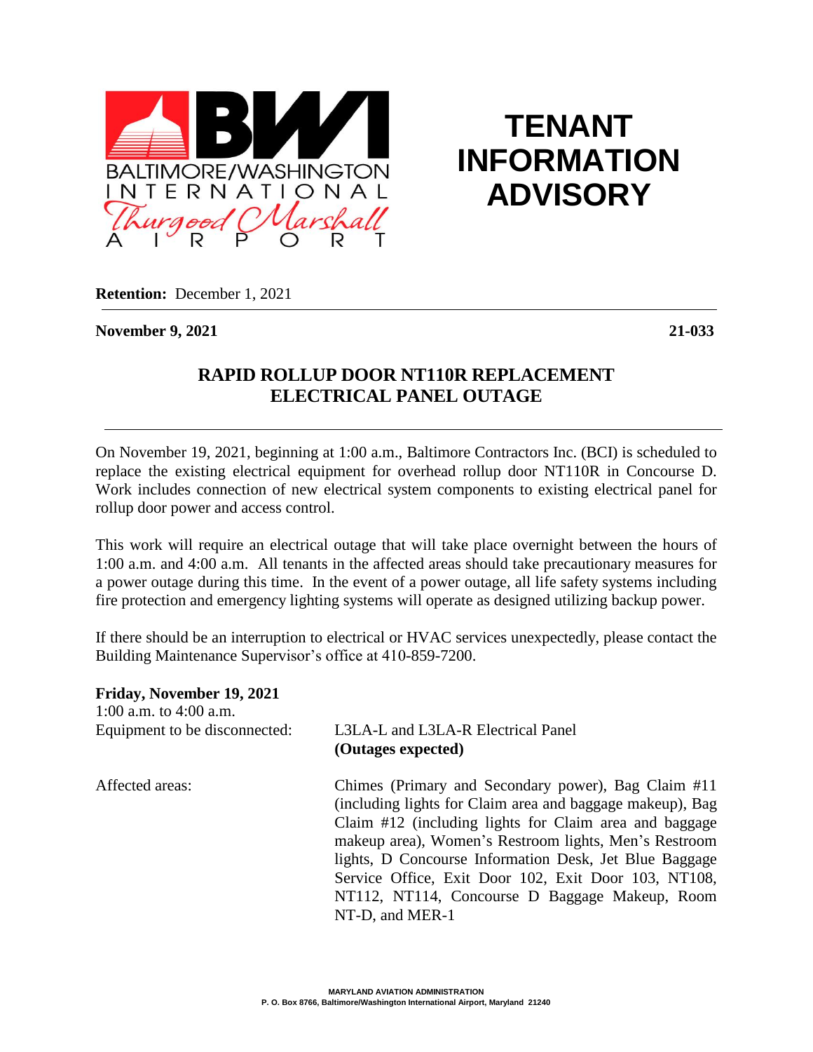BALTIMORE/WASHINGTON INTERNATIONAL Thurgood Marshall AIRPORT

# TENANT INFORMATION ADVISORY

**Retention:** December 1, 2021

**November 9, 2021** **21-033**

## RAPID ROLLUP DOOR NT110R REPLACEMENT ELECTRICAL PANEL OUTAGE

On November 19, 2021, beginning at 1:00 a.m., Baltimore Contractors Inc. (BCI) is scheduled to replace the existing electrical equipment for overhead rollup door NT110R in Concourse D. Work includes connection of new electrical system components to existing electrical panel for rollup door power and access control.

This work will require an electrical outage that will take place overnight between the hours of 1:00 a.m. and 4:00 a.m. All tenants in the affected areas should take precautionary measures for a power outage during this time. In the event of a power outage, all life safety systems including fire protection and emergency lighting systems will operate as designed utilizing backup power.

If there should be an interruption to electrical or HVAC services unexpectedly, please contact the Building Maintenance Supervisor's office at 410-859-7200.

**Friday, November 19, 2021**
1:00 a.m. to 4:00 a.m.

Equipment to be disconnected: L3LA-L and L3LA-R Electrical Panel **(Outages expected)**

Affected areas: Chimes (Primary and Secondary power), Bag Claim #11 (including lights for Claim area and baggage makeup), Bag Claim #12 (including lights for Claim area and baggage makeup area), Women's Restroom lights, Men's Restroom lights, D Concourse Information Desk, Jet Blue Baggage Service Office, Exit Door 102, Exit Door 103, NT108, NT112, NT114, Concourse D Baggage Makeup, Room NT-D, and MER-1

MARYLAND AVIATION ADMINISTRATION
P. O. Box 8766, Baltimore/Washington International Airport, Maryland 21240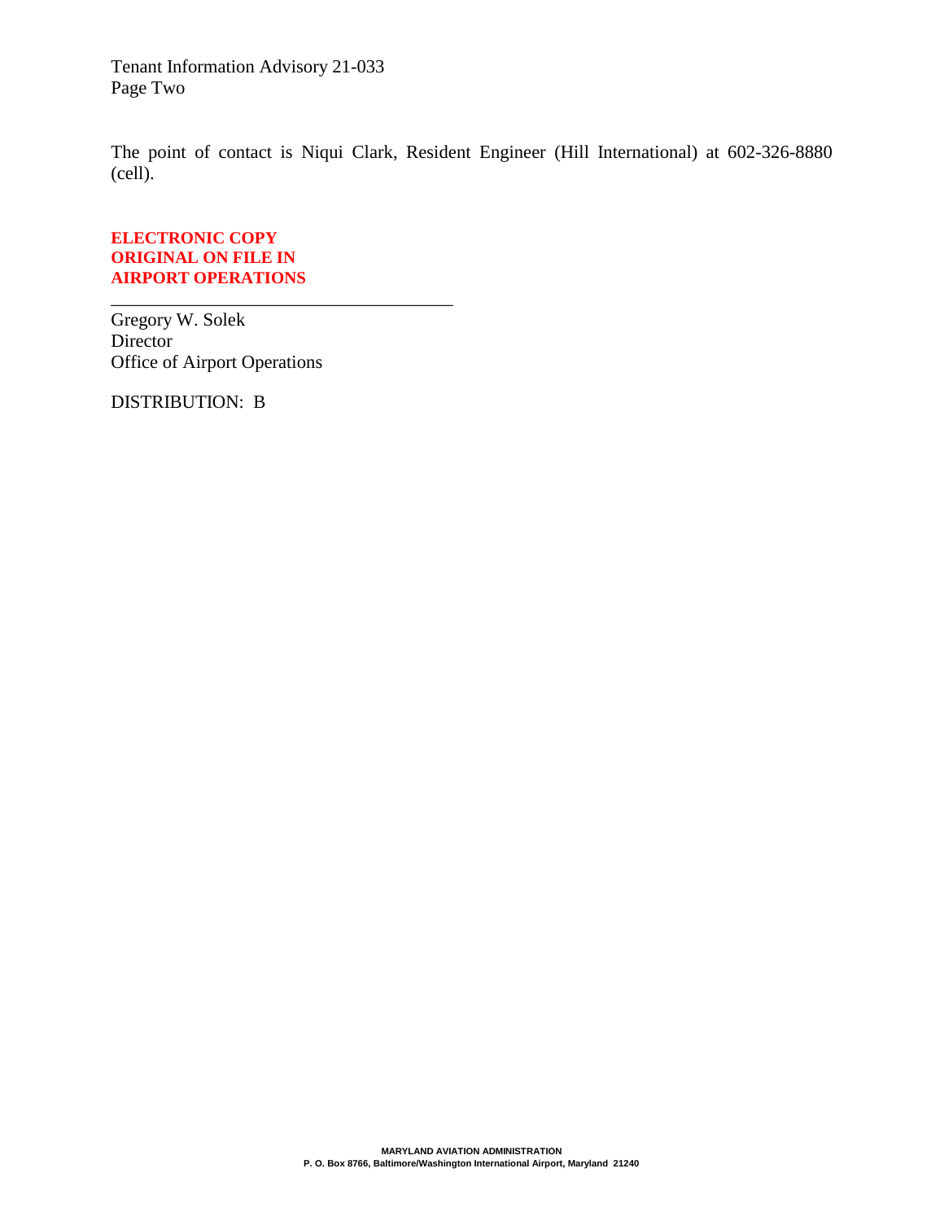The point of contact is Niqui Clark, Resident Engineer (Hill International) at 602-326-8880 (cell).

**ELECTRONIC COPY**
**ORIGINAL ON FILE IN**
**AIRPORT OPERATIONS**

\_\_\_\_\_\_\_\_\_\_\_\_\_\_\_\_\_\_\_\_\_\_\_\_\_\_\_\_\_\_\_\_\_\_\_\_\_\_

Gregory W. Solek
Director
Office of Airport Operations

DISTRIBUTION: B